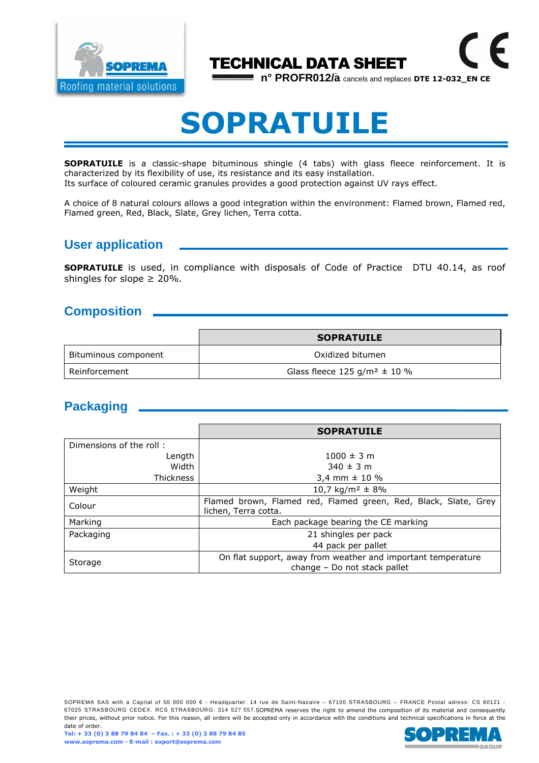**TECHNICAL DATA SHEET**

**n° PROFR012/a** cancels and replaces **DTE 12-032_EN CE**

# SOPRATUILE

**SOPRATUILE** is a classic-shape bituminous shingle (4 tabs) with glass fleece reinforcement. It is characterized by its flexibility of use, its resistance and its easy installation.
Its surface of coloured ceramic granules provides a good protection against UV rays effect.

A choice of 8 natural colours allows a good integration within the environment: Flamed brown, Flamed red, Flamed green, Red, Black, Slate, Grey lichen, Terra cotta.

## User application

**SOPRATUILE** is used, in compliance with disposals of Code of Practice DTU 40.14, as roof shingles for slope ≥ 20%.

## Composition

| | **SOPRATUILE** |
|---|---|
| Bituminous component | Oxidized bitumen |
| Reinforcement | Glass fleece 125 g/m² ± 10 % |

## Packaging

| | **SOPRATUILE** |
|---|---|
| Dimensions of the roll :<br>Length<br>Width<br>Thickness | <br>1000 ± 3 m<br>340 ± 3 m<br>3,4 mm ± 10 % |
| Weight | 10,7 kg/m² ± 8% |
| Colour | Flamed brown, Flamed red, Flamed green, Red, Black, Slate, Grey lichen, Terra cotta. |
| Marking | Each package bearing the CE marking |
| Packaging | 21 shingles per pack<br>44 pack per pallet |
| Storage | On flat support, away from weather and important temperature change – Do not stack pallet |

SOPREMA SAS with a Capital of 50 000 000 € - Headquarter: 14 rue de Saint-Nazaire – 67100 STRASBOURG – FRANCE Postal adress: CS 60121 - 67025 STRASBOURG CEDEX. RCS STRASBOURG: 314 527 557.SOPREMA reserves the right to amend the composition of its material and consequently their prices, without prior notice. For this reason, all orders will be accepted only in accordance with the conditions and technical specifications in force at the date of order.
**Tel: + 33 (0) 3 88 79 84 84 – Fax. : + 33 (0) 3 88 79 84 85**
**www.soprema.com - E-mail : export@soprema.com**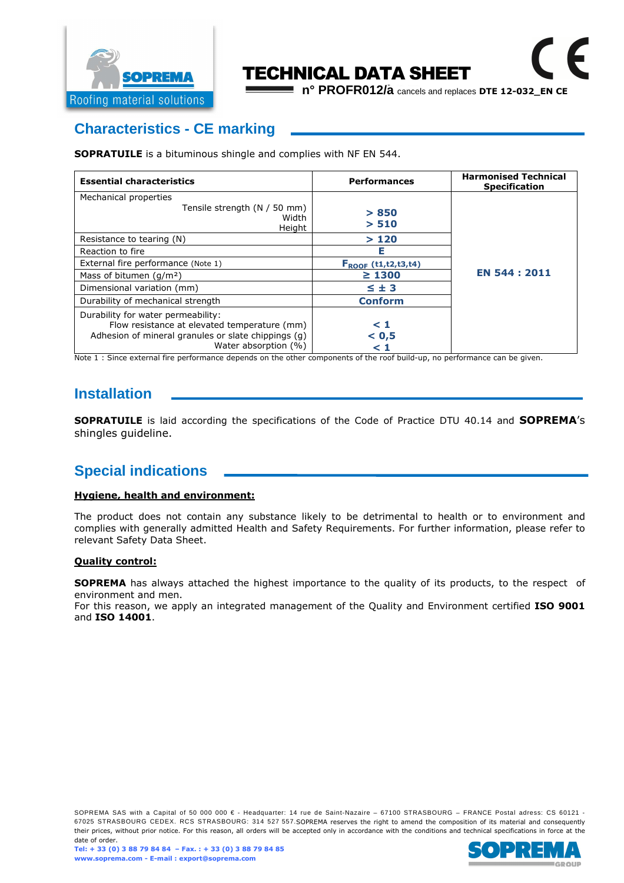# TECHNICAL DATA SHEET

**n° PROFR012/a** cancels and replaces **DTE 12-032_EN CE**

## Characteristics - CE marking

**SOPRATUILE** is a bituminous shingle and complies with NF EN 544.

| Essential characteristics | Performances | Harmonised Technical Specification |
|---|---|---|
| Mechanical properties<br>Tensile strength (N / 50 mm)<br>Width<br>Height | **> 850**<br>**> 510** | **EN 544 : 2011** |
| Resistance to tearing (N) | **> 120** | |
| Reaction to fire | **E** | |
| External fire performance (Note 1) | **$F_{ROOF}$ (t1,t2,t3,t4)** | |
| Mass of bitumen (g/m²) | **≥ 1300** | |
| Dimensional variation (mm) | **≤ ± 3** | |
| Durability of mechanical strength | **Conform** | |
| Durability for water permeability:<br>Flow resistance at elevated temperature (mm)<br>Adhesion of mineral granules or slate chippings (g)<br>Water absorption (%) | **< 1**<br>**< 0,5**<br>**< 1** | |

Note 1 : Since external fire performance depends on the other components of the roof build-up, no performance can be given.

## Installation

**SOPRATUILE** is laid according the specifications of the Code of Practice DTU 40.14 and **SOPREMA**'s shingles guideline.

## Special indications

**Hygiene, health and environment:**

The product does not contain any substance likely to be detrimental to health or to environment and complies with generally admitted Health and Safety Requirements. For further information, please refer to relevant Safety Data Sheet.

**Quality control:**

**SOPREMA** has always attached the highest importance to the quality of its products, to the respect of environment and men.
For this reason, we apply an integrated management of the Quality and Environment certified **ISO 9001** and **ISO 14001**.

SOPREMA SAS with a Capital of 50 000 000 € - Headquarter: 14 rue de Saint-Nazaire – 67100 STRASBOURG – FRANCE Postal adress: CS 60121 - 67025 STRASBOURG CEDEX. RCS STRASBOURG: 314 527 557.SOPREMA reserves the right to amend the composition of its material and consequently their prices, without prior notice. For this reason, all orders will be accepted only in accordance with the conditions and technical specifications in force at the date of order.
**Tel: + 33 (0) 3 88 79 84 84 – Fax. : + 33 (0) 3 88 79 84 85**
**www.soprema.com - E-mail : export@soprema.com**